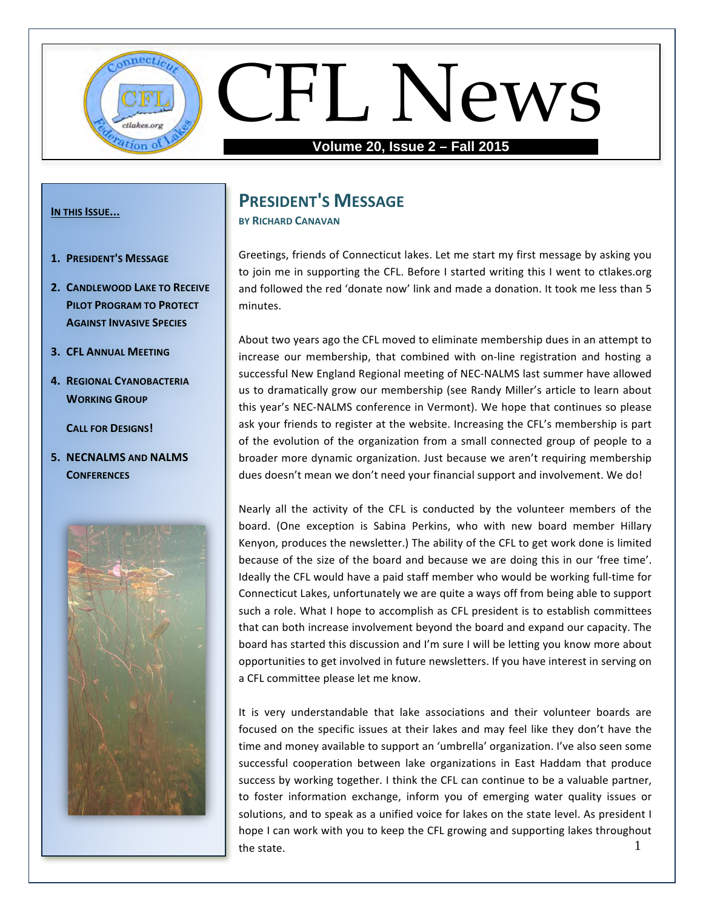# CFL News

**Volume 20, Issue 2 – Fall 2015**

**IN THIS ISSUE...**

1. **PRESIDENT'S MESSAGE**
2. **CANDLEWOOD LAKE TO RECEIVE PILOT PROGRAM TO PROTECT AGAINST INVASIVE SPECIES**
3. **CFL ANNUAL MEETING**
4. **REGIONAL CYANOBACTERIA WORKING GROUP**

   **CALL FOR DESIGNS!**
5. **NECNALMS AND NALMS CONFERENCES**

## PRESIDENT'S MESSAGE

**BY RICHARD CANAVAN**

Greetings, friends of Connecticut lakes. Let me start my first message by asking you to join me in supporting the CFL. Before I started writing this I went to ctlakes.org and followed the red 'donate now' link and made a donation. It took me less than 5 minutes.

About two years ago the CFL moved to eliminate membership dues in an attempt to increase our membership, that combined with on-line registration and hosting a successful New England Regional meeting of NEC-NALMS last summer have allowed us to dramatically grow our membership (see Randy Miller's article to learn about this year's NEC-NALMS conference in Vermont). We hope that continues so please ask your friends to register at the website. Increasing the CFL's membership is part of the evolution of the organization from a small connected group of people to a broader more dynamic organization. Just because we aren't requiring membership dues doesn't mean we don't need your financial support and involvement. We do!

Nearly all the activity of the CFL is conducted by the volunteer members of the board. (One exception is Sabina Perkins, who with new board member Hillary Kenyon, produces the newsletter.) The ability of the CFL to get work done is limited because of the size of the board and because we are doing this in our 'free time'. Ideally the CFL would have a paid staff member who would be working full-time for Connecticut Lakes, unfortunately we are quite a ways off from being able to support such a role. What I hope to accomplish as CFL president is to establish committees that can both increase involvement beyond the board and expand our capacity. The board has started this discussion and I'm sure I will be letting you know more about opportunities to get involved in future newsletters. If you have interest in serving on a CFL committee please let me know.

It is very understandable that lake associations and their volunteer boards are focused on the specific issues at their lakes and may feel like they don't have the time and money available to support an 'umbrella' organization. I've also seen some successful cooperation between lake organizations in East Haddam that produce success by working together. I think the CFL can continue to be a valuable partner, to foster information exchange, inform you of emerging water quality issues or solutions, and to speak as a unified voice for lakes on the state level. As president I hope I can work with you to keep the CFL growing and supporting lakes throughout the state.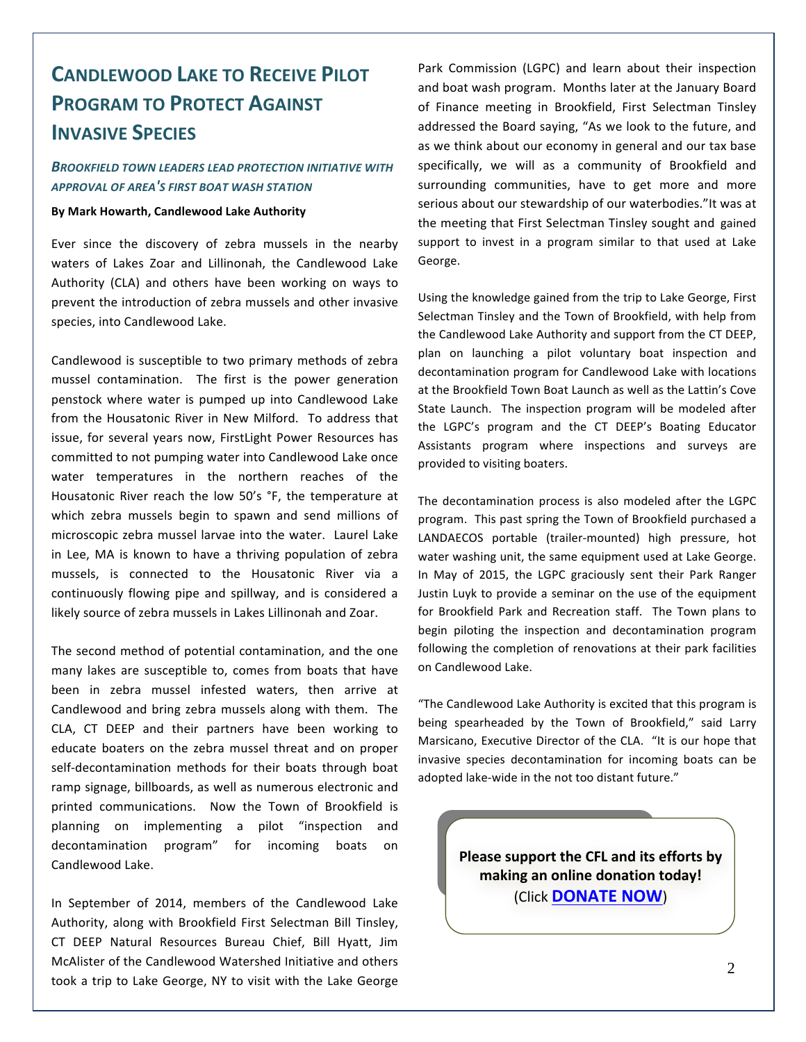# Candlewood Lake to Receive Pilot Program to Protect Against Invasive Species

***Brookfield Town Leaders Lead Protection Initiative with Approval of Area's First Boat Wash Station***

**By Mark Howarth, Candlewood Lake Authority**

Ever since the discovery of zebra mussels in the nearby waters of Lakes Zoar and Lillinonah, the Candlewood Lake Authority (CLA) and others have been working on ways to prevent the introduction of zebra mussels and other invasive species, into Candlewood Lake.

Candlewood is susceptible to two primary methods of zebra mussel contamination. The first is the power generation penstock where water is pumped up into Candlewood Lake from the Housatonic River in New Milford. To address that issue, for several years now, FirstLight Power Resources has committed to not pumping water into Candlewood Lake once water temperatures in the northern reaches of the Housatonic River reach the low 50's °F, the temperature at which zebra mussels begin to spawn and send millions of microscopic zebra mussel larvae into the water. Laurel Lake in Lee, MA is known to have a thriving population of zebra mussels, is connected to the Housatonic River via a continuously flowing pipe and spillway, and is considered a likely source of zebra mussels in Lakes Lillinonah and Zoar.

The second method of potential contamination, and the one many lakes are susceptible to, comes from boats that have been in zebra mussel infested waters, then arrive at Candlewood and bring zebra mussels along with them. The CLA, CT DEEP and their partners have been working to educate boaters on the zebra mussel threat and on proper self-decontamination methods for their boats through boat ramp signage, billboards, as well as numerous electronic and printed communications. Now the Town of Brookfield is planning on implementing a pilot "inspection and decontamination program" for incoming boats on Candlewood Lake.

In September of 2014, members of the Candlewood Lake Authority, along with Brookfield First Selectman Bill Tinsley, CT DEEP Natural Resources Bureau Chief, Bill Hyatt, Jim McAlister of the Candlewood Watershed Initiative and others took a trip to Lake George, NY to visit with the Lake George Park Commission (LGPC) and learn about their inspection and boat wash program. Months later at the January Board of Finance meeting in Brookfield, First Selectman Tinsley addressed the Board saying, "As we look to the future, and as we think about our economy in general and our tax base specifically, we will as a community of Brookfield and surrounding communities, have to get more and more serious about our stewardship of our waterbodies."It was at the meeting that First Selectman Tinsley sought and gained support to invest in a program similar to that used at Lake George.

Using the knowledge gained from the trip to Lake George, First Selectman Tinsley and the Town of Brookfield, with help from the Candlewood Lake Authority and support from the CT DEEP, plan on launching a pilot voluntary boat inspection and decontamination program for Candlewood Lake with locations at the Brookfield Town Boat Launch as well as the Lattin's Cove State Launch. The inspection program will be modeled after the LGPC's program and the CT DEEP's Boating Educator Assistants program where inspections and surveys are provided to visiting boaters.

The decontamination process is also modeled after the LGPC program. This past spring the Town of Brookfield purchased a LANDAECOS portable (trailer-mounted) high pressure, hot water washing unit, the same equipment used at Lake George. In May of 2015, the LGPC graciously sent their Park Ranger Justin Luyk to provide a seminar on the use of the equipment for Brookfield Park and Recreation staff. The Town plans to begin piloting the inspection and decontamination program following the completion of renovations at their park facilities on Candlewood Lake.

"The Candlewood Lake Authority is excited that this program is being spearheaded by the Town of Brookfield," said Larry Marsicano, Executive Director of the CLA. "It is our hope that invasive species decontamination for incoming boats can be adopted lake-wide in the not too distant future."

**Please support the CFL and its efforts by making an online donation today!**
(Click **DONATE NOW**)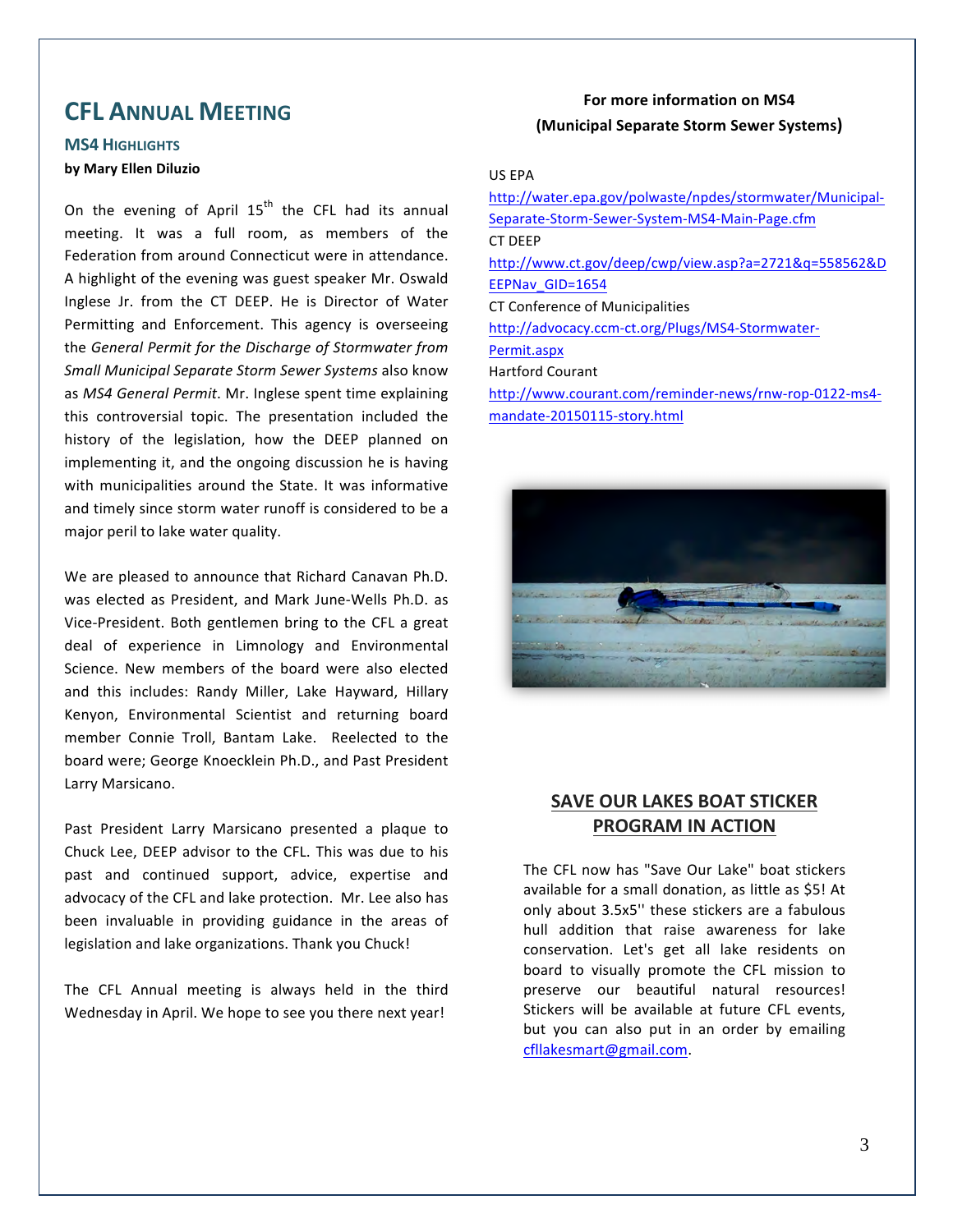# CFL Annual Meeting

## MS4 Highlights

**by Mary Ellen Diluzio**

On the evening of April 15th the CFL had its annual meeting. It was a full room, as members of the Federation from around Connecticut were in attendance. A highlight of the evening was guest speaker Mr. Oswald Inglese Jr. from the CT DEEP. He is Director of Water Permitting and Enforcement. This agency is overseeing the *General Permit for the Discharge of Stormwater from Small Municipal Separate Storm Sewer Systems* also know as *MS4 General Permit*. Mr. Inglese spent time explaining this controversial topic. The presentation included the history of the legislation, how the DEEP planned on implementing it, and the ongoing discussion he is having with municipalities around the State. It was informative and timely since storm water runoff is considered to be a major peril to lake water quality.

We are pleased to announce that Richard Canavan Ph.D. was elected as President, and Mark June-Wells Ph.D. as Vice-President. Both gentlemen bring to the CFL a great deal of experience in Limnology and Environmental Science. New members of the board were also elected and this includes: Randy Miller, Lake Hayward, Hillary Kenyon, Environmental Scientist and returning board member Connie Troll, Bantam Lake. Reelected to the board were; George Knoecklein Ph.D., and Past President Larry Marsicano.

Past President Larry Marsicano presented a plaque to Chuck Lee, DEEP advisor to the CFL. This was due to his past and continued support, advice, expertise and advocacy of the CFL and lake protection. Mr. Lee also has been invaluable in providing guidance in the areas of legislation and lake organizations. Thank you Chuck!

The CFL Annual meeting is always held in the third Wednesday in April. We hope to see you there next year!

**For more information on MS4 (Municipal Separate Storm Sewer Systems)**

US EPA
http://water.epa.gov/polwaste/npdes/stormwater/Municipal-Separate-Storm-Sewer-System-MS4-Main-Page.cfm

CT DEEP
http://www.ct.gov/deep/cwp/view.asp?a=2721&q=558562&DEEPNav_GID=1654

CT Conference of Municipalities
http://advocacy.ccm-ct.org/Plugs/MS4-Stormwater-Permit.aspx

Hartford Courant
http://www.courant.com/reminder-news/rnw-rop-0122-ms4-mandate-20150115-story.html

## SAVE OUR LAKES BOAT STICKER PROGRAM IN ACTION

The CFL now has "Save Our Lake" boat stickers available for a small donation, as little as $5! At only about 3.5x5'' these stickers are a fabulous hull addition that raise awareness for lake conservation. Let's get all lake residents on board to visually promote the CFL mission to preserve our beautiful natural resources! Stickers will be available at future CFL events, but you can also put in an order by emailing cfllakesmart@gmail.com.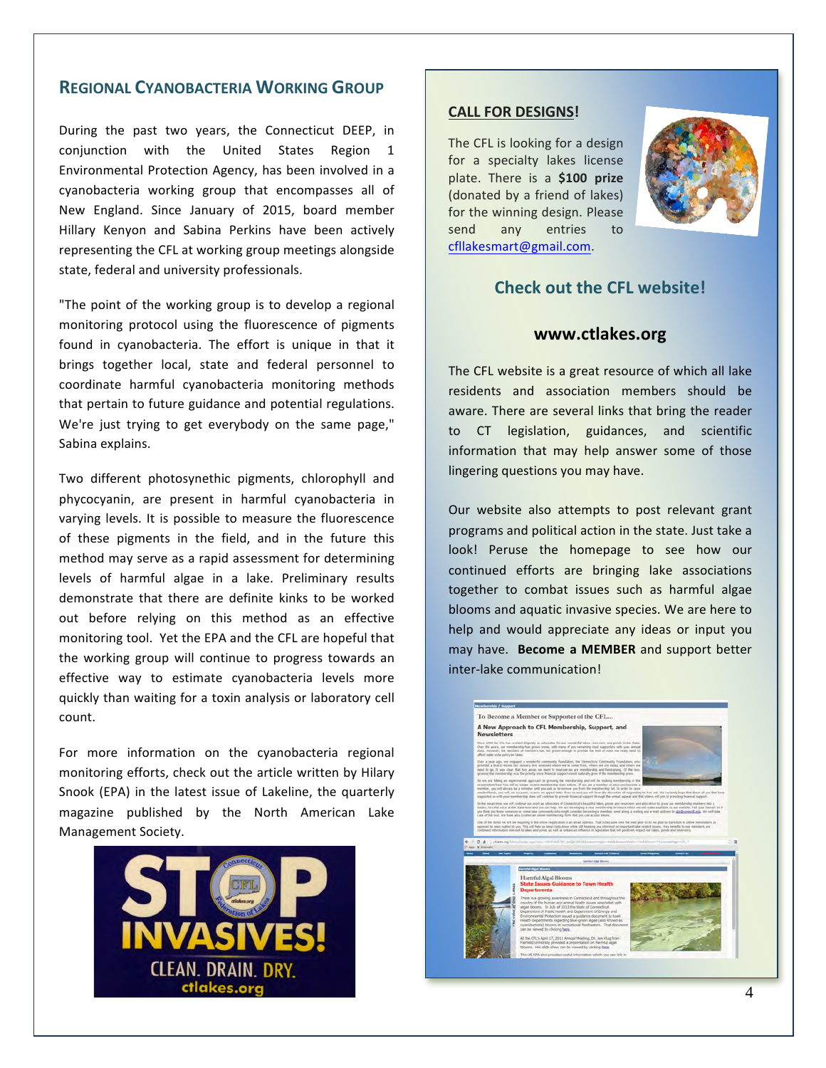## Regional Cyanobacteria Working Group

During the past two years, the Connecticut DEEP, in conjunction with the United States Region 1 Environmental Protection Agency, has been involved in a cyanobacteria working group that encompasses all of New England. Since January of 2015, board member Hillary Kenyon and Sabina Perkins have been actively representing the CFL at working group meetings alongside state, federal and university professionals.

"The point of the working group is to develop a regional monitoring protocol using the fluorescence of pigments found in cyanobacteria. The effort is unique in that it brings together local, state and federal personnel to coordinate harmful cyanobacteria monitoring methods that pertain to future guidance and potential regulations. We're just trying to get everybody on the same page," Sabina explains.

Two different photosynthetic pigments, chlorophyll and phycocyanin, are present in harmful cyanobacteria in varying levels. It is possible to measure the fluorescence of these pigments in the field, and in the future this method may serve as a rapid assessment for determining levels of harmful algae in a lake. Preliminary results demonstrate that there are definite kinks to be worked out before relying on this method as an effective monitoring tool. Yet the EPA and the CFL are hopeful that the working group will continue to progress towards an effective way to estimate cyanobacteria levels more quickly than waiting for a toxin analysis or laboratory cell count.

For more information on the cyanobacteria regional monitoring efforts, check out the article written by Hilary Snook (EPA) in the latest issue of Lakeline, the quarterly magazine published by the North American Lake Management Society.

STOP INVASIVES! CLEAN. DRAIN. DRY. ctlakes.org

### CALL FOR DESIGNS!

The CFL is looking for a design for a specialty lakes license plate. There is a **$100 prize** (donated by a friend of lakes) for the winning design. Please send any entries to cfllakesmart@gmail.com.

### Check out the CFL website!

**www.ctlakes.org**

The CFL website is a great resource of which all lake residents and association members should be aware. There are several links that bring the reader to CT legislation, guidances, and scientific information that may help answer some of those lingering questions you may have.

Our website also attempts to post relevant grant programs and political action in the state. Just take a look! Peruse the homepage to see how our continued efforts are bringing lake associations together to combat issues such as harmful algae blooms and aquatic invasive species. We are here to help and would appreciate any ideas or input you may have. **Become a MEMBER** and support better inter-lake communication!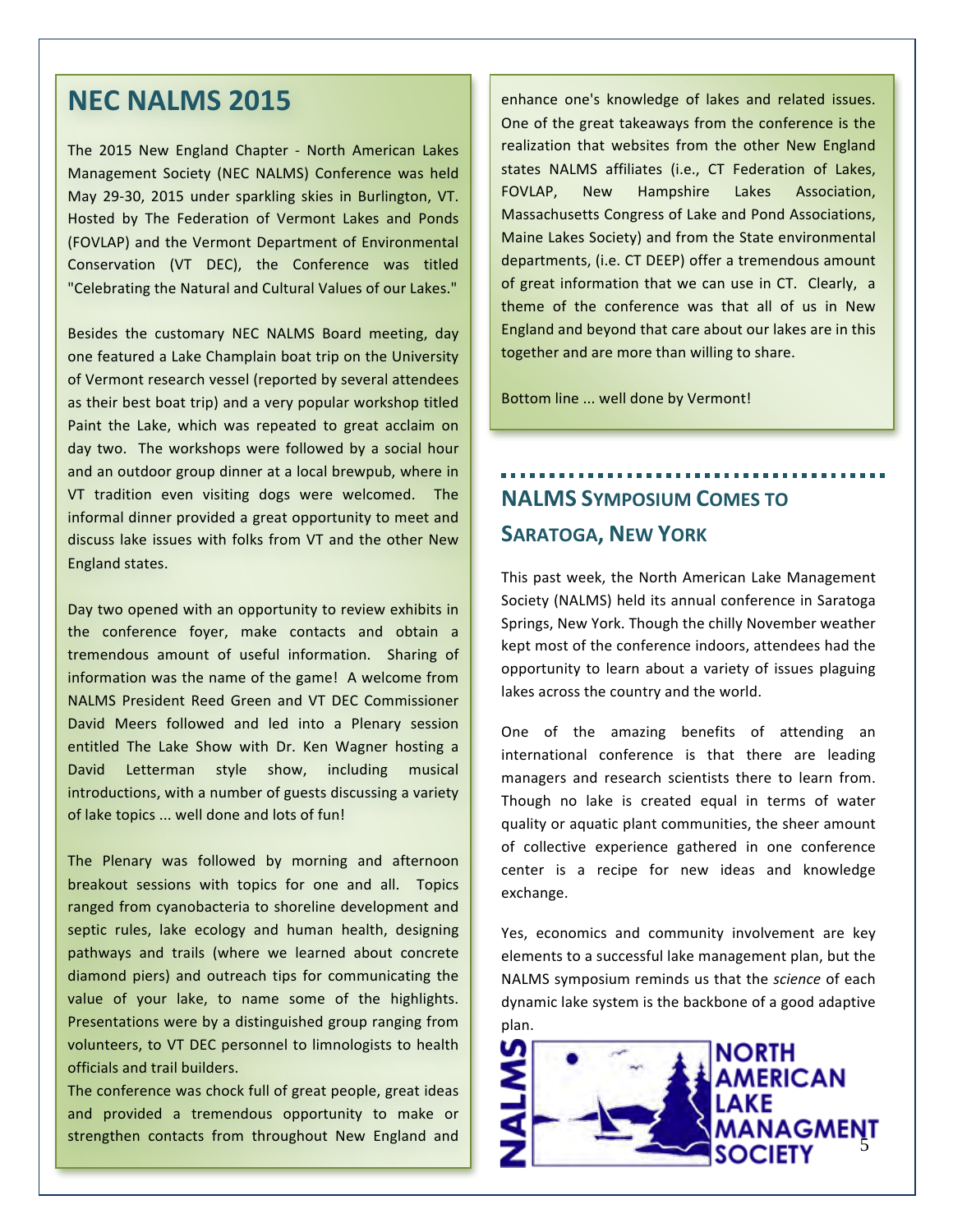## NEC NALMS 2015

The 2015 New England Chapter - North American Lakes Management Society (NEC NALMS) Conference was held May 29-30, 2015 under sparkling skies in Burlington, VT. Hosted by The Federation of Vermont Lakes and Ponds (FOVLAP) and the Vermont Department of Environmental Conservation (VT DEC), the Conference was titled "Celebrating the Natural and Cultural Values of our Lakes."

Besides the customary NEC NALMS Board meeting, day one featured a Lake Champlain boat trip on the University of Vermont research vessel (reported by several attendees as their best boat trip) and a very popular workshop titled Paint the Lake, which was repeated to great acclaim on day two. The workshops were followed by a social hour and an outdoor group dinner at a local brewpub, where in VT tradition even visiting dogs were welcomed. The informal dinner provided a great opportunity to meet and discuss lake issues with folks from VT and the other New England states.

Day two opened with an opportunity to review exhibits in the conference foyer, make contacts and obtain a tremendous amount of useful information. Sharing of information was the name of the game! A welcome from NALMS President Reed Green and VT DEC Commissioner David Meers followed and led into a Plenary session entitled The Lake Show with Dr. Ken Wagner hosting a David Letterman style show, including musical introductions, with a number of guests discussing a variety of lake topics ... well done and lots of fun!

The Plenary was followed by morning and afternoon breakout sessions with topics for one and all. Topics ranged from cyanobacteria to shoreline development and septic rules, lake ecology and human health, designing pathways and trails (where we learned about concrete diamond piers) and outreach tips for communicating the value of your lake, to name some of the highlights. Presentations were by a distinguished group ranging from volunteers, to VT DEC personnel to limnologists to health officials and trail builders.

The conference was chock full of great people, great ideas and provided a tremendous opportunity to make or strengthen contacts from throughout New England and enhance one's knowledge of lakes and related issues. One of the great takeaways from the conference is the realization that websites from the other New England states NALMS affiliates (i.e., CT Federation of Lakes, FOVLAP, New Hampshire Lakes Association, Massachusetts Congress of Lake and Pond Associations, Maine Lakes Society) and from the State environmental departments, (i.e. CT DEEP) offer a tremendous amount of great information that we can use in CT. Clearly, a theme of the conference was that all of us in New England and beyond that care about our lakes are in this together and are more than willing to share.

Bottom line ... well done by Vermont!

## NALMS Symposium Comes to Saratoga, New York

This past week, the North American Lake Management Society (NALMS) held its annual conference in Saratoga Springs, New York. Though the chilly November weather kept most of the conference indoors, attendees had the opportunity to learn about a variety of issues plaguing lakes across the country and the world.

One of the amazing benefits of attending an international conference is that there are leading managers and research scientists there to learn from. Though no lake is created equal in terms of water quality or aquatic plant communities, the sheer amount of collective experience gathered in one conference center is a recipe for new ideas and knowledge exchange.

Yes, economics and community involvement are key elements to a successful lake management plan, but the NALMS symposium reminds us that the *science* of each dynamic lake system is the backbone of a good adaptive plan.

NALMS NORTH AMERICAN LAKE MANAGMENT SOCIETY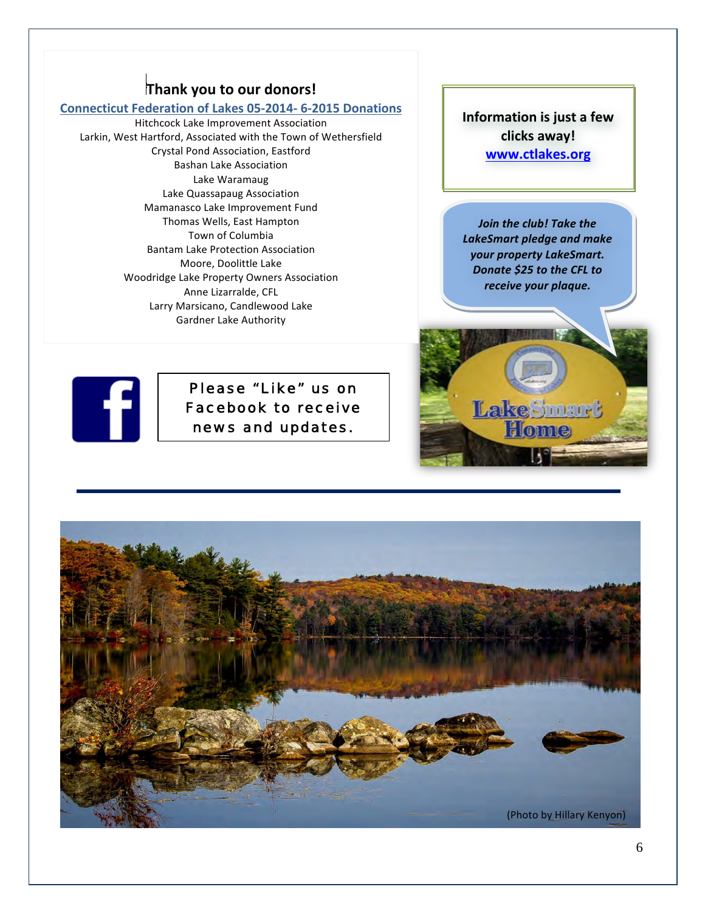## Thank you to our donors!

### Connecticut Federation of Lakes 05-2014- 6-2015 Donations

Hitchcock Lake Improvement Association
Larkin, West Hartford, Associated with the Town of Wethersfield
Crystal Pond Association, Eastford
Bashan Lake Association
Lake Waramaug
Lake Quassapaug Association
Mamanasco Lake Improvement Fund
Thomas Wells, East Hampton
Town of Columbia
Bantam Lake Protection Association
Moore, Doolittle Lake
Woodridge Lake Property Owners Association
Anne Lizarralde, CFL
Larry Marsicano, Candlewood Lake
Gardner Lake Authority

**Information is just a few clicks away!**
**www.ctlakes.org**

***Join the club! Take the LakeSmart pledge and make your property LakeSmart. Donate $25 to the CFL to receive your plaque.***

Please "Like" us on Facebook to receive news and updates.

(Photo by Hillary Kenyon)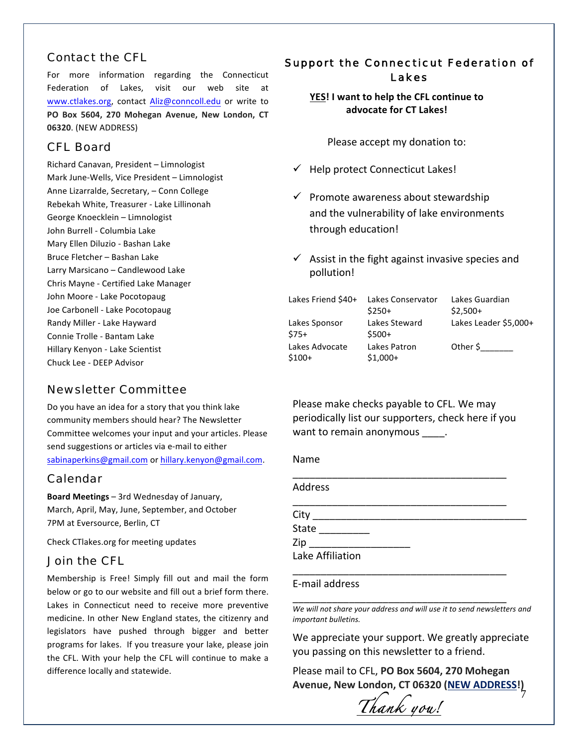## Contact the CFL

For more information regarding the Connecticut Federation of Lakes, visit our web site at www.ctlakes.org, contact Aliz@conncoll.edu or write to **PO Box 5604, 270 Mohegan Avenue, New London, CT 06320**. (NEW ADDRESS)

## CFL Board

Richard Canavan, President – Limnologist
Mark June-Wells, Vice President – Limnologist
Anne Lizarralde, Secretary, – Conn College
Rebekah White, Treasurer - Lake Lillinonah
George Knoecklein – Limnologist
John Burrell - Columbia Lake
Mary Ellen Diluzio - Bashan Lake
Bruce Fletcher – Bashan Lake
Larry Marsicano – Candlewood Lake
Chris Mayne - Certified Lake Manager
John Moore - Lake Pocotopaug
Joe Carbonell - Lake Pocotopaug
Randy Miller - Lake Hayward
Connie Trolle - Bantam Lake
Hillary Kenyon - Lake Scientist
Chuck Lee - DEEP Advisor

## Newsletter Committee

Do you have an idea for a story that you think lake community members should hear? The Newsletter Committee welcomes your input and your articles. Please send suggestions or articles via e-mail to either sabinaperkins@gmail.com or hillary.kenyon@gmail.com.

## Calendar

**Board Meetings** – 3rd Wednesday of January, March, April, May, June, September, and October 7PM at Eversource, Berlin, CT

Check CTlakes.org for meeting updates

## Join the CFL

Membership is Free! Simply fill out and mail the form below or go to our website and fill out a brief form there. Lakes in Connecticut need to receive more preventive medicine. In other New England states, the citizenry and legislators have pushed through bigger and better programs for lakes. If you treasure your lake, please join the CFL. With your help the CFL will continue to make a difference locally and statewide.

## Support the Connecticut Federation of Lakes

**YES! I want to help the CFL continue to advocate for CT Lakes!**

Please accept my donation to:

- ✓ Help protect Connecticut Lakes!
- ✓ Promote awareness about stewardship and the vulnerability of lake environments through education!
- ✓ Assist in the fight against invasive species and pollution!

| | | |
|---|---|---|
| Lakes Friend $40+ | Lakes Conservator $250+ | Lakes Guardian $2,500+ |
| Lakes Sponsor $75+ | Lakes Steward $500+ | Lakes Leader $5,000+ |
| Lakes Advocate $100+ | Lakes Patron $1,000+ | Other $_______ |

Please make checks payable to CFL. We may periodically list our supporters, check here if you want to remain anonymous ____.

Name ________________________________________

Address ________________________________________

City ________________________________________

State _________

Zip __________________

Lake Affiliation ________________________________________

E-mail address ________________________________________

*We will not share your address and will use it to send newsletters and important bulletins.*

We appreciate your support. We greatly appreciate you passing on this newsletter to a friend.

Please mail to CFL, **PO Box 5604, 270 Mohegan Avenue, New London, CT 06320 (NEW ADDRESS!)**

*Thank you!*